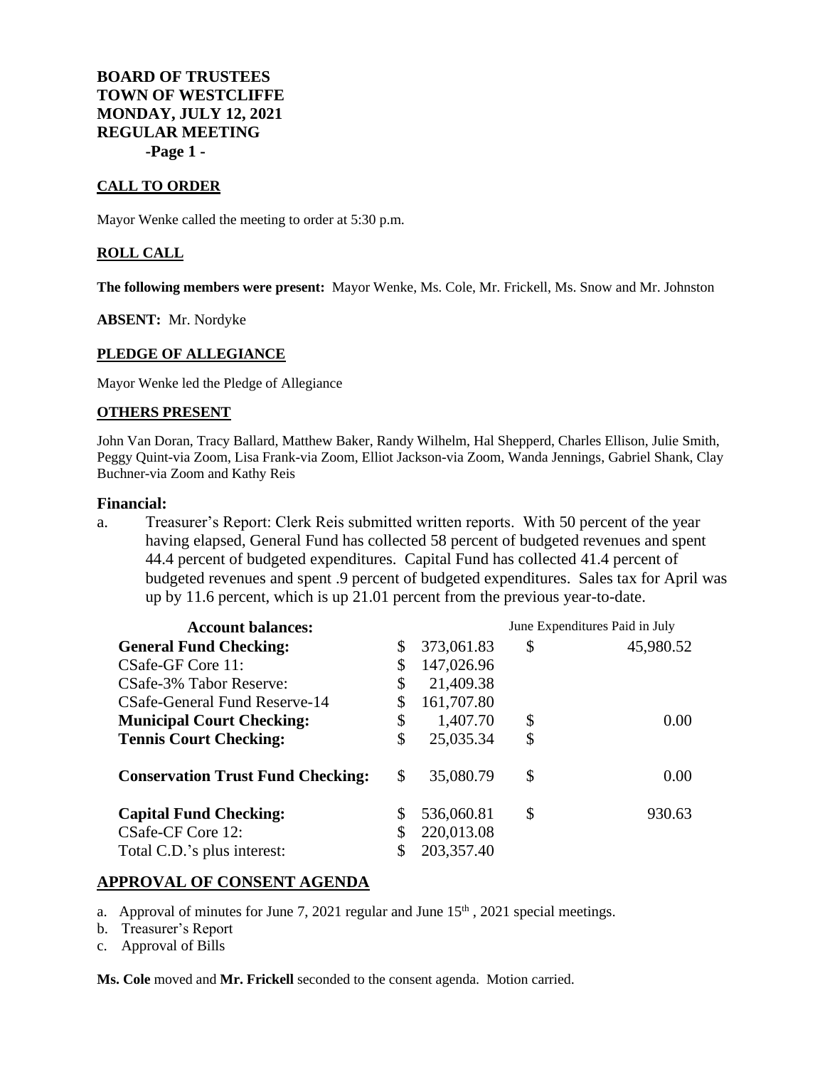**BOARD OF TRUSTEES**
**TOWN OF WESTCLIFFE**
**MONDAY, JULY 12, 2021**
**REGULAR MEETING**
**-Page 1 -**

## CALL TO ORDER

Mayor Wenke called the meeting to order at 5:30 p.m.

## ROLL CALL

**The following members were present:** Mayor Wenke, Ms. Cole, Mr. Frickell, Ms. Snow and Mr. Johnston

**ABSENT:** Mr. Nordyke

## PLEDGE OF ALLEGIANCE

Mayor Wenke led the Pledge of Allegiance

## OTHERS PRESENT

John Van Doran, Tracy Ballard, Matthew Baker, Randy Wilhelm, Hal Shepperd, Charles Ellison, Julie Smith, Peggy Quint-via Zoom, Lisa Frank-via Zoom, Elliot Jackson-via Zoom, Wanda Jennings, Gabriel Shank, Clay Buchner-via Zoom and Kathy Reis

## Financial:

a. Treasurer's Report: Clerk Reis submitted written reports. With 50 percent of the year having elapsed, General Fund has collected 58 percent of budgeted revenues and spent 44.4 percent of budgeted expenditures. Capital Fund has collected 41.4 percent of budgeted revenues and spent .9 percent of budgeted expenditures. Sales tax for April was up by 11.6 percent, which is up 21.01 percent from the previous year-to-date.

| Account balances: | | June Expenditures Paid in July |
|---|---|---|
| **General Fund Checking:** | $ 373,061.83 | $ 45,980.52 |
| CSafe-GF Core 11: | $ 147,026.96 | |
| CSafe-3% Tabor Reserve: | $ 21,409.38 | |
| CSafe-General Fund Reserve-14 | $ 161,707.80 | |
| **Municipal Court Checking:** | $ 1,407.70 | $ 0.00 |
| **Tennis Court Checking:** | $ 25,035.34 | $ |
| **Conservation Trust Fund Checking:** | $ 35,080.79 | $ 0.00 |
| **Capital Fund Checking:** | $ 536,060.81 | $ 930.63 |
| CSafe-CF Core 12: | $ 220,013.08 | |
| Total C.D.'s plus interest: | $ 203,357.40 | |

## APPROVAL OF CONSENT AGENDA

a. Approval of minutes for June 7, 2021 regular and June 15th, 2021 special meetings.
b. Treasurer's Report
c. Approval of Bills

**Ms. Cole** moved and **Mr. Frickell** seconded to the consent agenda. Motion carried.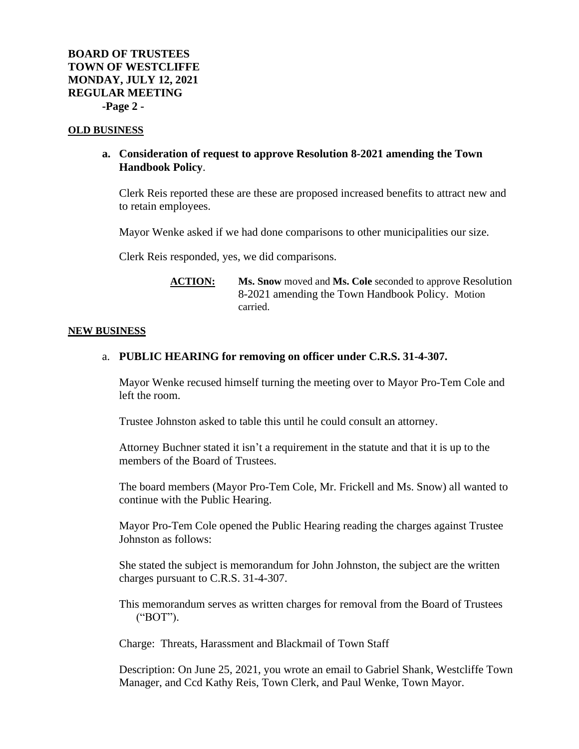## OLD BUSINESS

**a. Consideration of request to approve Resolution 8-2021 amending the Town Handbook Policy**.

Clerk Reis reported these are these are proposed increased benefits to attract new and to retain employees.

Mayor Wenke asked if we had done comparisons to other municipalities our size.

Clerk Reis responded, yes, we did comparisons.

> **ACTION:** **Ms. Snow** moved and **Ms. Cole** seconded to approve Resolution 8-2021 amending the Town Handbook Policy. Motion carried.

## NEW BUSINESS

a. **PUBLIC HEARING for removing on officer under C.R.S. 31-4-307.**

Mayor Wenke recused himself turning the meeting over to Mayor Pro-Tem Cole and left the room.

Trustee Johnston asked to table this until he could consult an attorney.

Attorney Buchner stated it isn't a requirement in the statute and that it is up to the members of the Board of Trustees.

The board members (Mayor Pro-Tem Cole, Mr. Frickell and Ms. Snow) all wanted to continue with the Public Hearing.

Mayor Pro-Tem Cole opened the Public Hearing reading the charges against Trustee Johnston as follows:

She stated the subject is memorandum for John Johnston, the subject are the written charges pursuant to C.R.S. 31-4-307.

This memorandum serves as written charges for removal from the Board of Trustees ("BOT").

Charge: Threats, Harassment and Blackmail of Town Staff

Description: On June 25, 2021, you wrote an email to Gabriel Shank, Westcliffe Town Manager, and Ccd Kathy Reis, Town Clerk, and Paul Wenke, Town Mayor.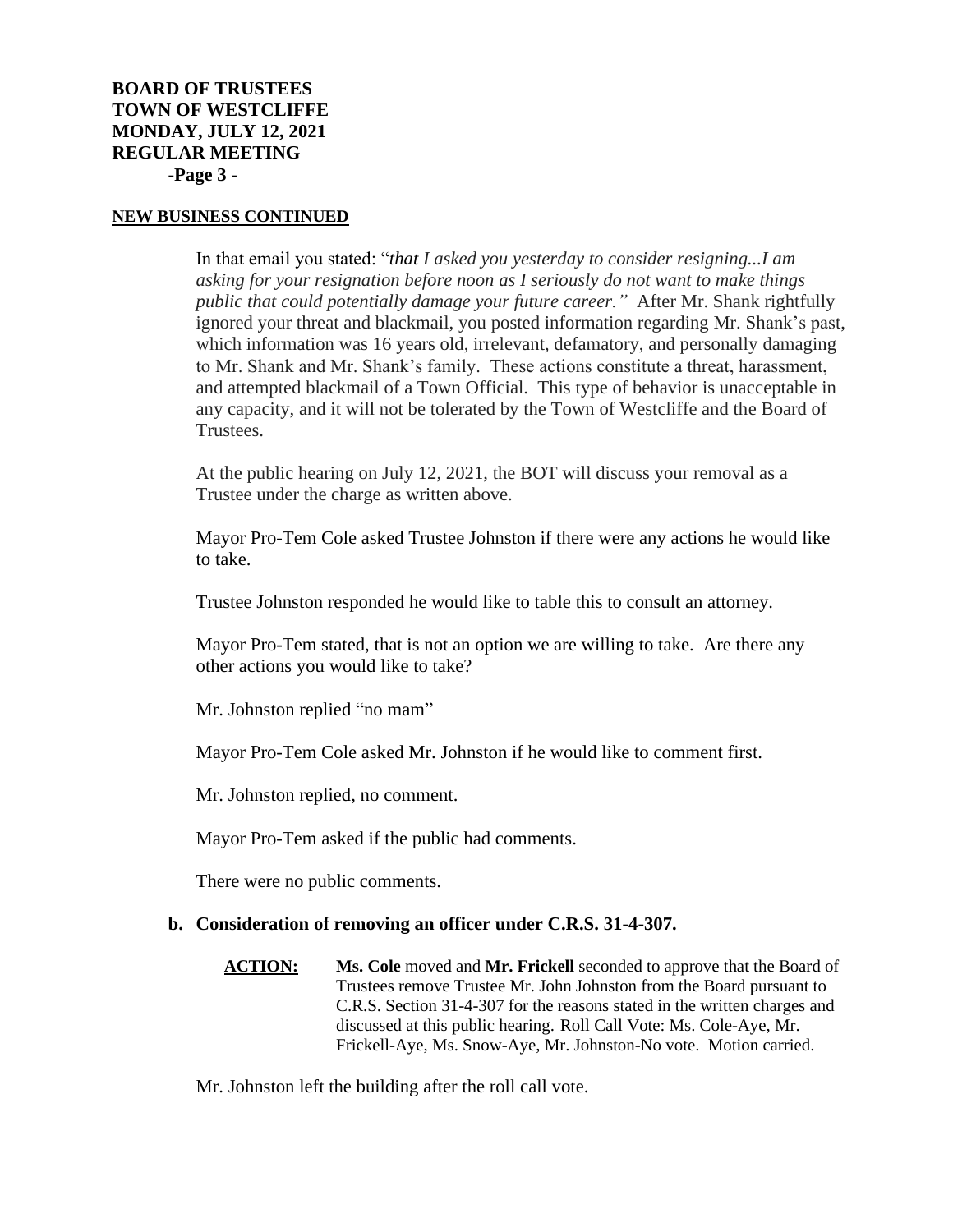**NEW BUSINESS CONTINUED**

In that email you stated: "*that I asked you yesterday to consider resigning...I am asking for your resignation before noon as I seriously do not want to make things public that could potentially damage your future career."* After Mr. Shank rightfully ignored your threat and blackmail, you posted information regarding Mr. Shank's past, which information was 16 years old, irrelevant, defamatory, and personally damaging to Mr. Shank and Mr. Shank's family. These actions constitute a threat, harassment, and attempted blackmail of a Town Official. This type of behavior is unacceptable in any capacity, and it will not be tolerated by the Town of Westcliffe and the Board of Trustees.

At the public hearing on July 12, 2021, the BOT will discuss your removal as a Trustee under the charge as written above.

Mayor Pro-Tem Cole asked Trustee Johnston if there were any actions he would like to take.

Trustee Johnston responded he would like to table this to consult an attorney.

Mayor Pro-Tem stated, that is not an option we are willing to take. Are there any other actions you would like to take?

Mr. Johnston replied "no mam"

Mayor Pro-Tem Cole asked Mr. Johnston if he would like to comment first.

Mr. Johnston replied, no comment.

Mayor Pro-Tem asked if the public had comments.

There were no public comments.

**b. Consideration of removing an officer under C.R.S. 31-4-307.**

**ACTION:** **Ms. Cole** moved and **Mr. Frickell** seconded to approve that the Board of Trustees remove Trustee Mr. John Johnston from the Board pursuant to C.R.S. Section 31-4-307 for the reasons stated in the written charges and discussed at this public hearing. Roll Call Vote: Ms. Cole-Aye, Mr. Frickell-Aye, Ms. Snow-Aye, Mr. Johnston-No vote. Motion carried.

Mr. Johnston left the building after the roll call vote.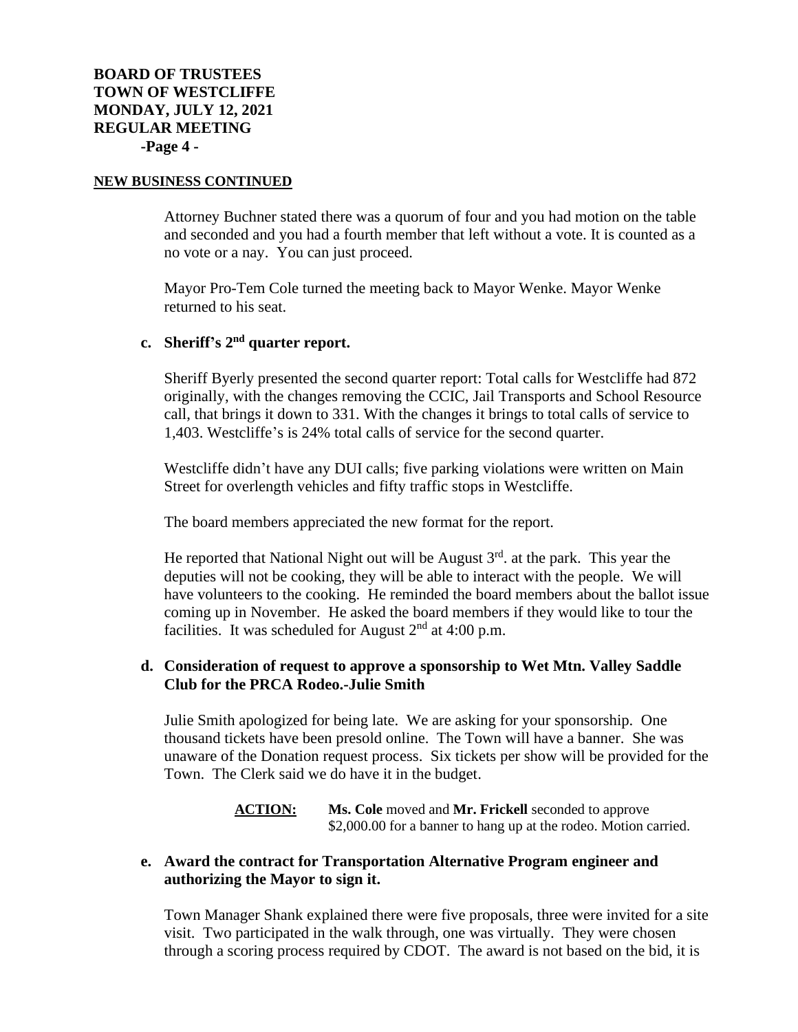**NEW BUSINESS CONTINUED**

Attorney Buchner stated there was a quorum of four and you had motion on the table and seconded and you had a fourth member that left without a vote. It is counted as a no vote or a nay. You can just proceed.

Mayor Pro-Tem Cole turned the meeting back to Mayor Wenke. Mayor Wenke returned to his seat.

**c. Sheriff's 2nd quarter report.**

Sheriff Byerly presented the second quarter report: Total calls for Westcliffe had 872 originally, with the changes removing the CCIC, Jail Transports and School Resource call, that brings it down to 331. With the changes it brings to total calls of service to 1,403. Westcliffe's is 24% total calls of service for the second quarter.

Westcliffe didn't have any DUI calls; five parking violations were written on Main Street for overlength vehicles and fifty traffic stops in Westcliffe.

The board members appreciated the new format for the report.

He reported that National Night out will be August 3rd. at the park. This year the deputies will not be cooking, they will be able to interact with the people. We will have volunteers to the cooking. He reminded the board members about the ballot issue coming up in November. He asked the board members if they would like to tour the facilities. It was scheduled for August 2nd at 4:00 p.m.

**d. Consideration of request to approve a sponsorship to Wet Mtn. Valley Saddle Club for the PRCA Rodeo.-Julie Smith**

Julie Smith apologized for being late. We are asking for your sponsorship. One thousand tickets have been presold online. The Town will have a banner. She was unaware of the Donation request process. Six tickets per show will be provided for the Town. The Clerk said we do have it in the budget.

> **ACTION:** **Ms. Cole** moved and **Mr. Frickell** seconded to approve $2,000.00 for a banner to hang up at the rodeo. Motion carried.

**e. Award the contract for Transportation Alternative Program engineer and authorizing the Mayor to sign it.**

Town Manager Shank explained there were five proposals, three were invited for a site visit. Two participated in the walk through, one was virtually. They were chosen through a scoring process required by CDOT. The award is not based on the bid, it is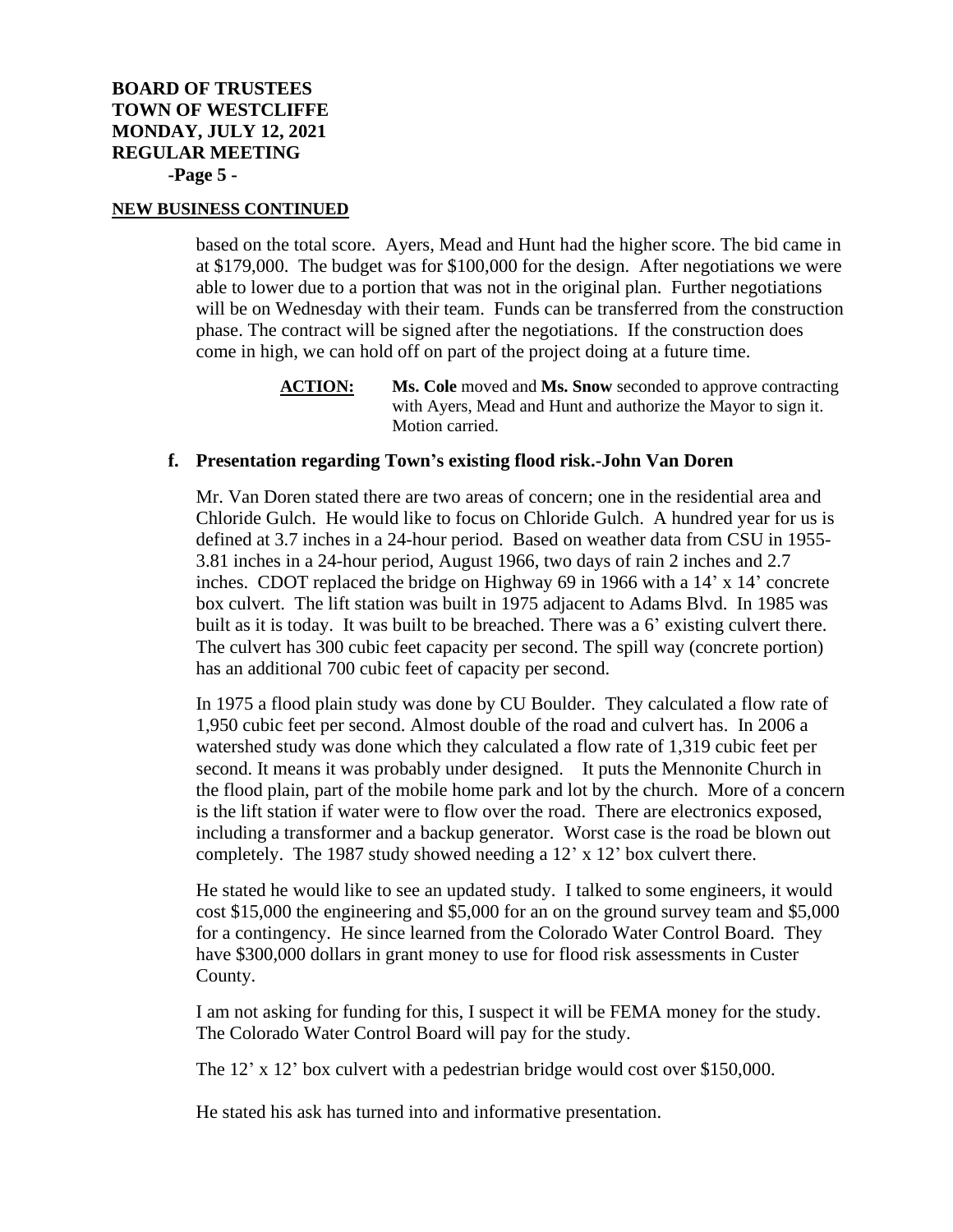**NEW BUSINESS CONTINUED**

based on the total score. Ayers, Mead and Hunt had the higher score. The bid came in at $179,000. The budget was for $100,000 for the design. After negotiations we were able to lower due to a portion that was not in the original plan. Further negotiations will be on Wednesday with their team. Funds can be transferred from the construction phase. The contract will be signed after the negotiations. If the construction does come in high, we can hold off on part of the project doing at a future time.

> **ACTION:** **Ms. Cole** moved and **Ms. Snow** seconded to approve contracting with Ayers, Mead and Hunt and authorize the Mayor to sign it. Motion carried.

**f. Presentation regarding Town's existing flood risk.-John Van Doren**

Mr. Van Doren stated there are two areas of concern; one in the residential area and Chloride Gulch. He would like to focus on Chloride Gulch. A hundred year for us is defined at 3.7 inches in a 24-hour period. Based on weather data from CSU in 1955-3.81 inches in a 24-hour period, August 1966, two days of rain 2 inches and 2.7 inches. CDOT replaced the bridge on Highway 69 in 1966 with a 14' x 14' concrete box culvert. The lift station was built in 1975 adjacent to Adams Blvd. In 1985 was built as it is today. It was built to be breached. There was a 6' existing culvert there. The culvert has 300 cubic feet capacity per second. The spill way (concrete portion) has an additional 700 cubic feet of capacity per second.

In 1975 a flood plain study was done by CU Boulder. They calculated a flow rate of 1,950 cubic feet per second. Almost double of the road and culvert has. In 2006 a watershed study was done which they calculated a flow rate of 1,319 cubic feet per second. It means it was probably under designed. It puts the Mennonite Church in the flood plain, part of the mobile home park and lot by the church. More of a concern is the lift station if water were to flow over the road. There are electronics exposed, including a transformer and a backup generator. Worst case is the road be blown out completely. The 1987 study showed needing a 12' x 12' box culvert there.

He stated he would like to see an updated study. I talked to some engineers, it would cost $15,000 the engineering and $5,000 for an on the ground survey team and $5,000 for a contingency. He since learned from the Colorado Water Control Board. They have $300,000 dollars in grant money to use for flood risk assessments in Custer County.

I am not asking for funding for this, I suspect it will be FEMA money for the study. The Colorado Water Control Board will pay for the study.

The 12' x 12' box culvert with a pedestrian bridge would cost over $150,000.

He stated his ask has turned into and informative presentation.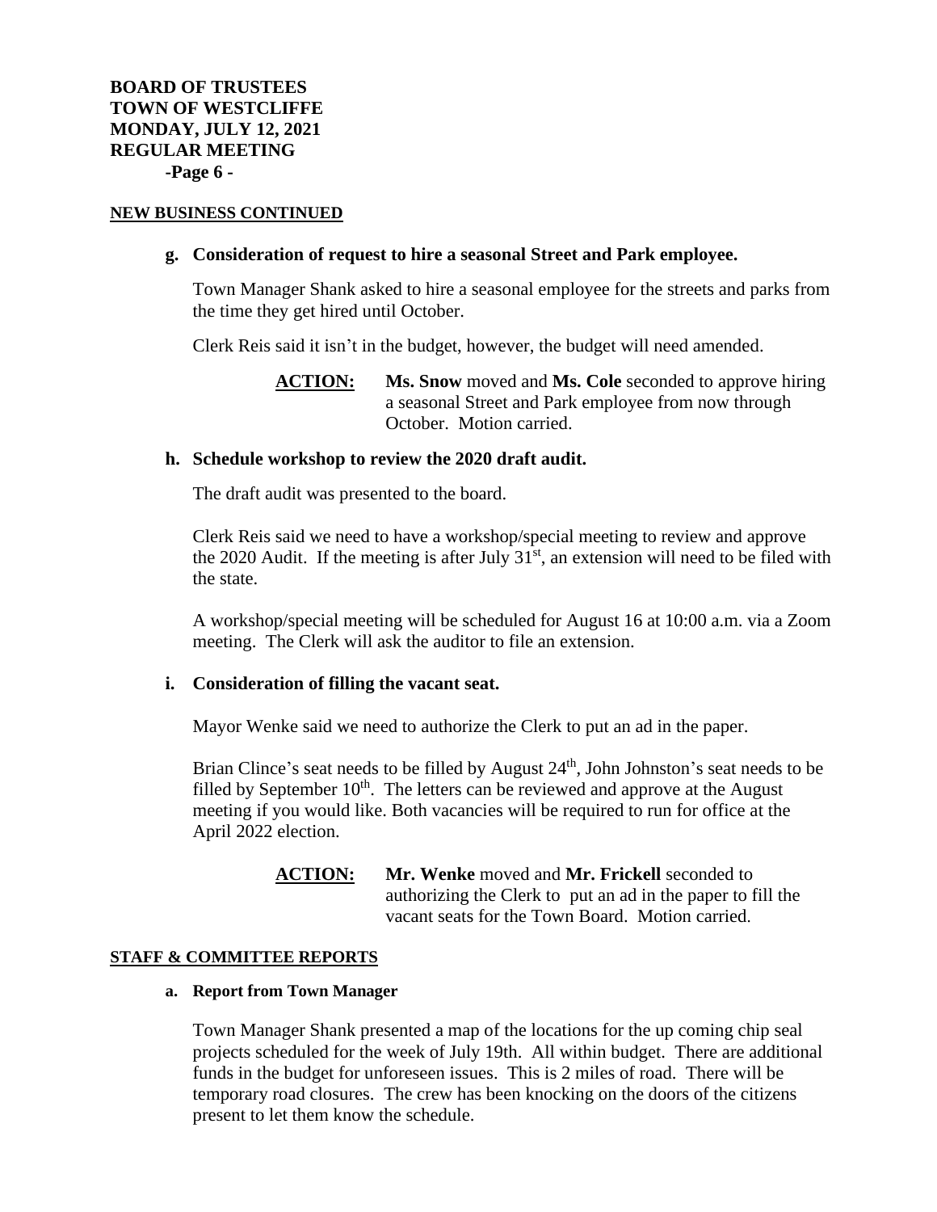**NEW BUSINESS CONTINUED**

**g. Consideration of request to hire a seasonal Street and Park employee.**

Town Manager Shank asked to hire a seasonal employee for the streets and parks from the time they get hired until October.

Clerk Reis said it isn't in the budget, however, the budget will need amended.

> **ACTION:** **Ms. Snow** moved and **Ms. Cole** seconded to approve hiring a seasonal Street and Park employee from now through October. Motion carried.

**h. Schedule workshop to review the 2020 draft audit.**

The draft audit was presented to the board.

Clerk Reis said we need to have a workshop/special meeting to review and approve the 2020 Audit. If the meeting is after July 31st, an extension will need to be filed with the state.

A workshop/special meeting will be scheduled for August 16 at 10:00 a.m. via a Zoom meeting. The Clerk will ask the auditor to file an extension.

**i. Consideration of filling the vacant seat.**

Mayor Wenke said we need to authorize the Clerk to put an ad in the paper.

Brian Clince's seat needs to be filled by August 24th, John Johnston's seat needs to be filled by September 10th. The letters can be reviewed and approve at the August meeting if you would like. Both vacancies will be required to run for office at the April 2022 election.

> **ACTION:** **Mr. Wenke** moved and **Mr. Frickell** seconded to authorizing the Clerk to put an ad in the paper to fill the vacant seats for the Town Board. Motion carried.

**STAFF & COMMITTEE REPORTS**

**a. Report from Town Manager**

Town Manager Shank presented a map of the locations for the up coming chip seal projects scheduled for the week of July 19th. All within budget. There are additional funds in the budget for unforeseen issues. This is 2 miles of road. There will be temporary road closures. The crew has been knocking on the doors of the citizens present to let them know the schedule.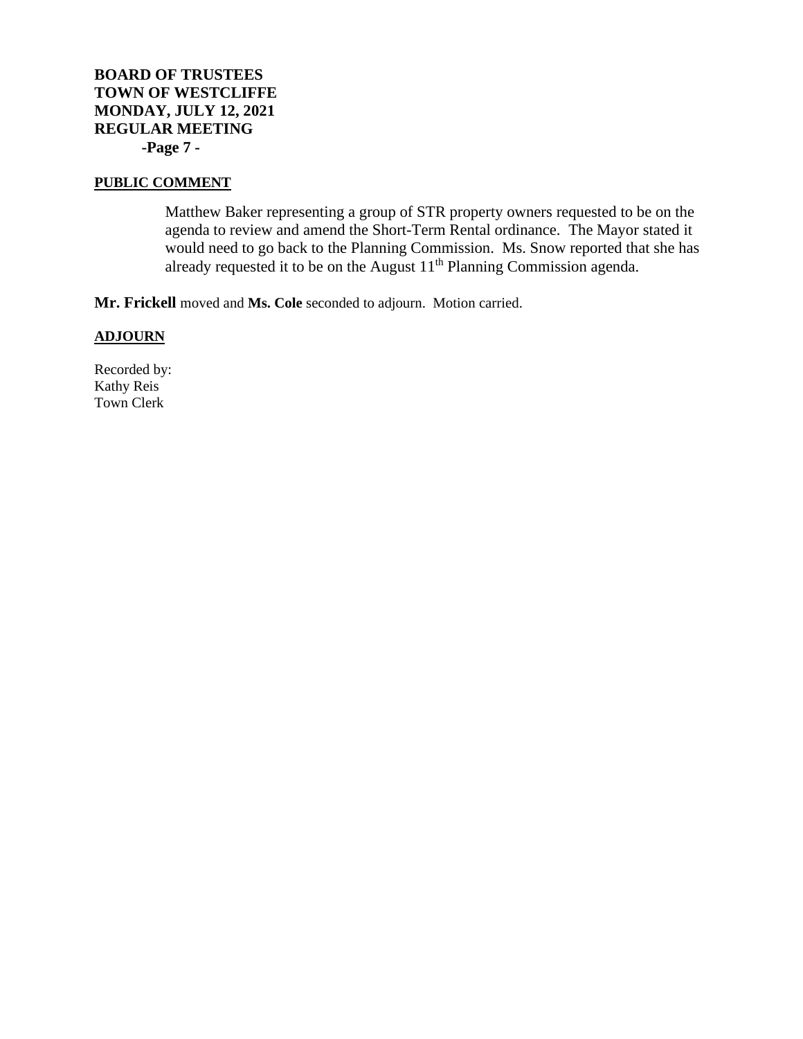## PUBLIC COMMENT

Matthew Baker representing a group of STR property owners requested to be on the agenda to review and amend the Short-Term Rental ordinance. The Mayor stated it would need to go back to the Planning Commission. Ms. Snow reported that she has already requested it to be on the August 11th Planning Commission agenda.

**Mr. Frickell** moved and **Ms. Cole** seconded to adjourn. Motion carried.

## ADJOURN

Recorded by:
Kathy Reis
Town Clerk